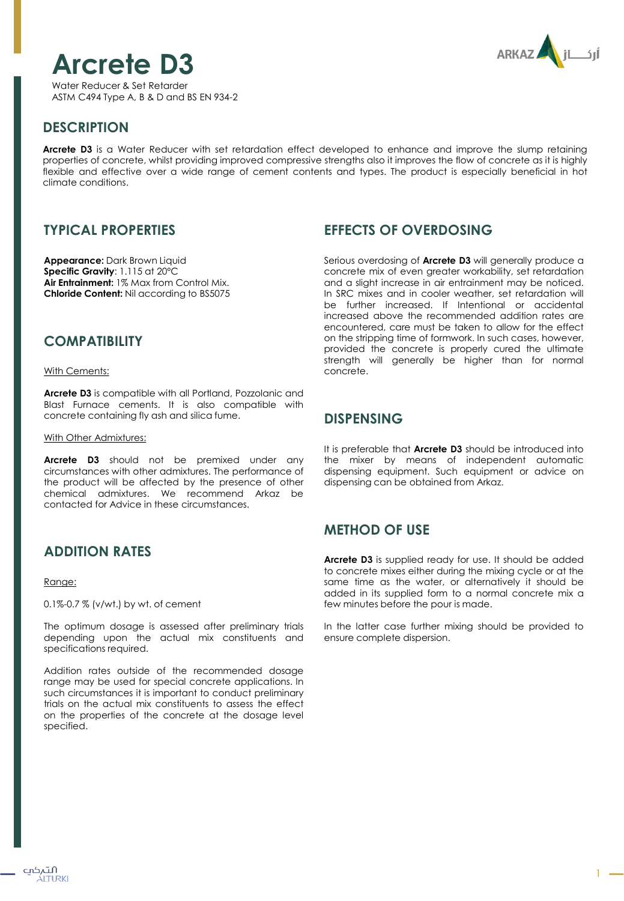# Arcrete D3

Water Reducer & Set Retarder
ASTM C494 Type A, B & D and BS EN 934-2

## DESCRIPTION

**Arcrete D3** is a Water Reducer with set retardation effect developed to enhance and improve the slump retaining properties of concrete, whilst providing improved compressive strengths also it improves the flow of concrete as it is highly flexible and effective over a wide range of cement contents and types. The product is especially beneficial in hot climate conditions.

## TYPICAL PROPERTIES

**Appearance:** Dark Brown Liquid
**Specific Gravity**: 1.115 at 20°C
**Air Entrainment:** 1% Max from Control Mix.
**Chloride Content:** Nil according to BS5075

## COMPATIBILITY

With Cements:

**Arcrete D3** is compatible with all Portland, Pozzolanic and Blast Furnace cements. It is also compatible with concrete containing fly ash and silica fume.

With Other Admixtures:

**Arcrete D3** should not be premixed under any circumstances with other admixtures. The performance of the product will be affected by the presence of other chemical admixtures. We recommend Arkaz be contacted for Advice in these circumstances.

## ADDITION RATES

Range:

0.1%-0.7 % (v/wt.) by wt. of cement

The optimum dosage is assessed after preliminary trials depending upon the actual mix constituents and specifications required.

Addition rates outside of the recommended dosage range may be used for special concrete applications. In such circumstances it is important to conduct preliminary trials on the actual mix constituents to assess the effect on the properties of the concrete at the dosage level specified.

## EFFECTS OF OVERDOSING

Serious overdosing of **Arcrete D3** will generally produce a concrete mix of even greater workability, set retardation and a slight increase in air entrainment may be noticed. In SRC mixes and in cooler weather, set retardation will be further increased. If Intentional or accidental increased above the recommended addition rates are encountered, care must be taken to allow for the effect on the stripping time of formwork. In such cases, however, provided the concrete is properly cured the ultimate strength will generally be higher than for normal concrete.

## DISPENSING

It is preferable that **Arcrete D3** should be introduced into the mixer by means of independent automatic dispensing equipment. Such equipment or advice on dispensing can be obtained from Arkaz.

## METHOD OF USE

**Arcrete D3** is supplied ready for use. It should be added to concrete mixes either during the mixing cycle or at the same time as the water, or alternatively it should be added in its supplied form to a normal concrete mix a few minutes before the pour is made.

In the latter case further mixing should be provided to ensure complete dispersion.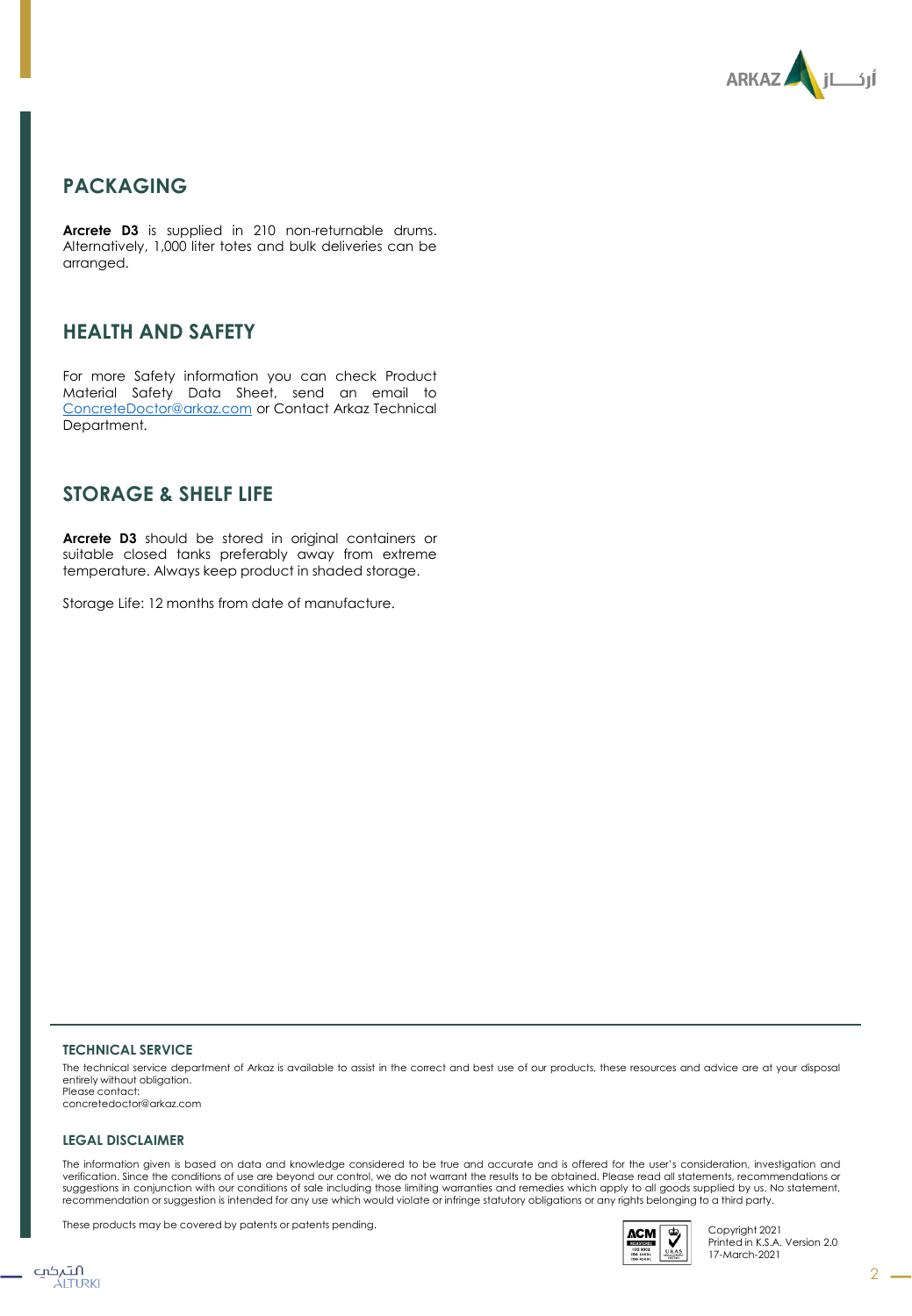## PACKAGING

**Arcrete D3** is supplied in 210 non-returnable drums. Alternatively, 1,000 liter totes and bulk deliveries can be arranged.

## HEALTH AND SAFETY

For more Safety information you can check Product Material Safety Data Sheet, send an email to ConcreteDoctor@arkaz.com or Contact Arkaz Technical Department.

## STORAGE & SHELF LIFE

**Arcrete D3** should be stored in original containers or suitable closed tanks preferably away from extreme temperature. Always keep product in shaded storage.

Storage Life: 12 months from date of manufacture.

### TECHNICAL SERVICE

The technical service department of Arkaz is available to assist in the correct and best use of our products, these resources and advice are at your disposal entirely without obligation.
Please contact:
concretedoctor@arkaz.com

### LEGAL DISCLAIMER

The information given is based on data and knowledge considered to be true and accurate and is offered for the user's consideration, investigation and verification. Since the conditions of use are beyond our control, we do not warrant the results to be obtained. Please read all statements, recommendations or suggestions in conjunction with our conditions of sale including those limiting warranties and remedies which apply to all goods supplied by us. No statement, recommendation or suggestion is intended for any use which would violate or infringe statutory obligations or any rights belonging to a third party.

These products may be covered by patents or patents pending.

Copyright 2021
Printed in K.S.A. Version 2.0
17-March-2021